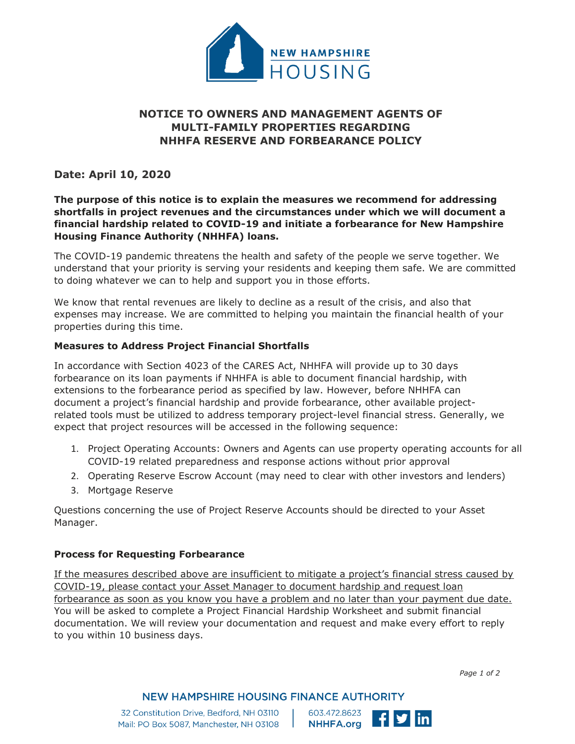# NOTICE TO OWNERS AND MANAGEMENT AGENTS OF MULTI-FAMILY PROPERTIES REGARDING NHHFA RESERVE AND FORBEARANCE POLICY

## Date: April 10, 2020

**The purpose of this notice is to explain the measures we recommend for addressing shortfalls in project revenues and the circumstances under which we will document a financial hardship related to COVID-19 and initiate a forbearance for New Hampshire Housing Finance Authority (NHHFA) loans.**

The COVID-19 pandemic threatens the health and safety of the people we serve together. We understand that your priority is serving your residents and keeping them safe. We are committed to doing whatever we can to help and support you in those efforts.

We know that rental revenues are likely to decline as a result of the crisis, and also that expenses may increase. We are committed to helping you maintain the financial health of your properties during this time.

### Measures to Address Project Financial Shortfalls

In accordance with Section 4023 of the CARES Act, NHHFA will provide up to 30 days forbearance on its loan payments if NHHFA is able to document financial hardship, with extensions to the forbearance period as specified by law. However, before NHHFA can document a project's financial hardship and provide forbearance, other available project-related tools must be utilized to address temporary project-level financial stress. Generally, we expect that project resources will be accessed in the following sequence:

1. Project Operating Accounts: Owners and Agents can use property operating accounts for all COVID-19 related preparedness and response actions without prior approval
2. Operating Reserve Escrow Account (may need to clear with other investors and lenders)
3. Mortgage Reserve

Questions concerning the use of Project Reserve Accounts should be directed to your Asset Manager.

### Process for Requesting Forbearance

<u>If the measures described above are insufficient to mitigate a project's financial stress caused by COVID-19, please contact your Asset Manager to document hardship and request loan forbearance as soon as you know you have a problem and no later than your payment due date.</u> You will be asked to complete a Project Financial Hardship Worksheet and submit financial documentation. We will review your documentation and request and make every effort to reply to you within 10 business days.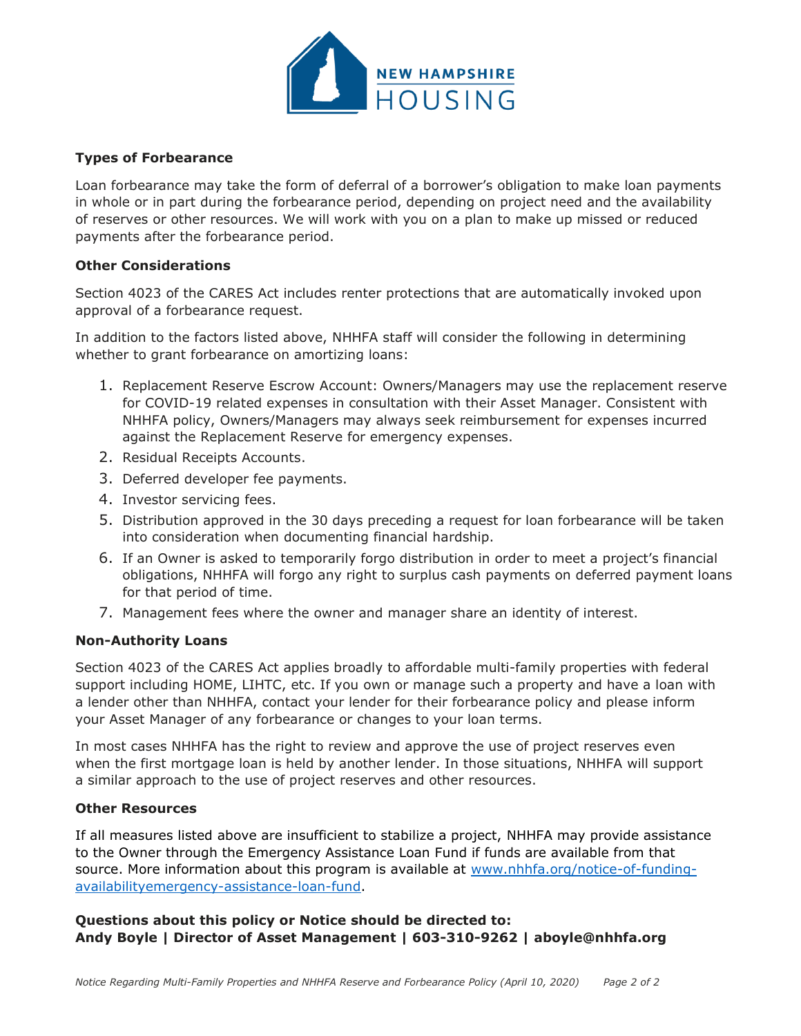**Types of Forbearance**

Loan forbearance may take the form of deferral of a borrower's obligation to make loan payments in whole or in part during the forbearance period, depending on project need and the availability of reserves or other resources. We will work with you on a plan to make up missed or reduced payments after the forbearance period.

**Other Considerations**

Section 4023 of the CARES Act includes renter protections that are automatically invoked upon approval of a forbearance request.

In addition to the factors listed above, NHHFA staff will consider the following in determining whether to grant forbearance on amortizing loans:

1. Replacement Reserve Escrow Account: Owners/Managers may use the replacement reserve for COVID-19 related expenses in consultation with their Asset Manager. Consistent with NHHFA policy, Owners/Managers may always seek reimbursement for expenses incurred against the Replacement Reserve for emergency expenses.
2. Residual Receipts Accounts.
3. Deferred developer fee payments.
4. Investor servicing fees.
5. Distribution approved in the 30 days preceding a request for loan forbearance will be taken into consideration when documenting financial hardship.
6. If an Owner is asked to temporarily forgo distribution in order to meet a project's financial obligations, NHHFA will forgo any right to surplus cash payments on deferred payment loans for that period of time.
7. Management fees where the owner and manager share an identity of interest.

**Non-Authority Loans**

Section 4023 of the CARES Act applies broadly to affordable multi-family properties with federal support including HOME, LIHTC, etc. If you own or manage such a property and have a loan with a lender other than NHHFA, contact your lender for their forbearance policy and please inform your Asset Manager of any forbearance or changes to your loan terms.

In most cases NHHFA has the right to review and approve the use of project reserves even when the first mortgage loan is held by another lender. In those situations, NHHFA will support a similar approach to the use of project reserves and other resources.

**Other Resources**

If all measures listed above are insufficient to stabilize a project, NHHFA may provide assistance to the Owner through the Emergency Assistance Loan Fund if funds are available from that source. More information about this program is available at [www.nhhfa.org/notice-of-funding-availabilityemergency-assistance-loan-fund](www.nhhfa.org/notice-of-funding-availabilityemergency-assistance-loan-fund).

**Questions about this policy or Notice should be directed to:**
**Andy Boyle | Director of Asset Management | 603-310-9262 | aboyle@nhhfa.org**